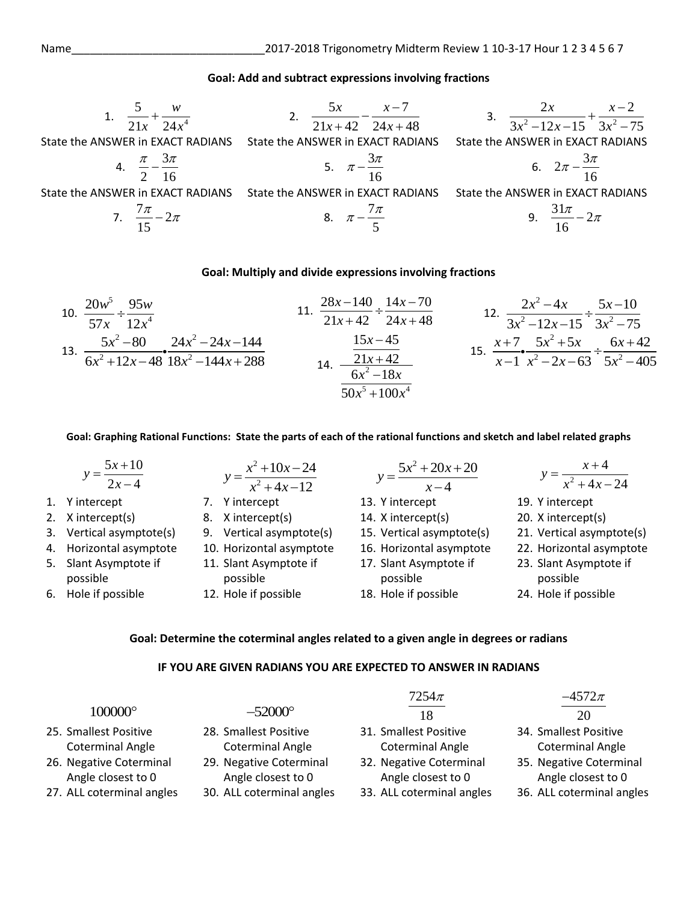Name_______________________________2017-2018 Trigonometry Midterm Review 1 10-3-17 Hour 1 2 3 4 5 6 7

**Goal: Add and subtract expressions involving fractions**

1. $\dfrac{5}{21x}+\dfrac{w}{24x^4}$

2. $\dfrac{5x}{21x+42}-\dfrac{x-7}{24x+48}$

3. $\dfrac{2x}{3x^2-12x-15}+\dfrac{x-2}{3x^2-75}$

State the ANSWER in EXACT RADIANS

4. $\dfrac{\pi}{2}-\dfrac{3\pi}{16}$

State the ANSWER in EXACT RADIANS

5. $\pi-\dfrac{3\pi}{16}$

State the ANSWER in EXACT RADIANS

6. $2\pi-\dfrac{3\pi}{16}$

State the ANSWER in EXACT RADIANS

7. $\dfrac{7\pi}{15}-2\pi$

State the ANSWER in EXACT RADIANS

8. $\pi-\dfrac{7\pi}{5}$

State the ANSWER in EXACT RADIANS

9. $\dfrac{31\pi}{16}-2\pi$

**Goal: Multiply and divide expressions involving fractions**

10. $\dfrac{20w^5}{57x}\div\dfrac{95w}{12x^4}$

11. $\dfrac{28x-140}{21x+42}\div\dfrac{14x-70}{24x+48}$

12. $\dfrac{2x^2-4x}{3x^2-12x-15}\div\dfrac{5x-10}{3x^2-75}$

13. $\dfrac{5x^2-80}{6x^2+12x-48}\bullet\dfrac{24x^2-24x-144}{18x^2-144x+288}$

14. $\dfrac{\dfrac{15x-45}{21x+42}}{\dfrac{6x^2-18x}{50x^5+100x^4}}$

15. $\dfrac{x+7}{x-1}\bullet\dfrac{5x^2+5x}{x^2-2x-63}\div\dfrac{6x+42}{5x^2-405}$

**Goal: Graphing Rational Functions: State the parts of each of the rational functions and sketch and label related graphs**

$y=\dfrac{5x+10}{2x-4}$

1. Y intercept
2. X intercept(s)
3. Vertical asymptote(s)
4. Horizontal asymptote
5. Slant Asymptote if possible
6. Hole if possible

$y=\dfrac{x^2+10x-24}{x^2+4x-12}$

7. Y intercept
8. X intercept(s)
9. Vertical asymptote(s)
10. Horizontal asymptote
11. Slant Asymptote if possible
12. Hole if possible

$y=\dfrac{5x^2+20x+20}{x-4}$

13. Y intercept
14. X intercept(s)
15. Vertical asymptote(s)
16. Horizontal asymptote
17. Slant Asymptote if possible
18. Hole if possible

$y=\dfrac{x+4}{x^2+4x-24}$

19. Y intercept
20. X intercept(s)
21. Vertical asymptote(s)
22. Horizontal asymptote
23. Slant Asymptote if possible
24. Hole if possible

**Goal: Determine the coterminal angles related to a given angle in degrees or radians**

**IF YOU ARE GIVEN RADIANS YOU ARE EXPECTED TO ANSWER IN RADIANS**

$100000°$

25. Smallest Positive Coterminal Angle
26. Negative Coterminal Angle closest to 0
27. ALL coterminal angles

$-52000°$

28. Smallest Positive Coterminal Angle
29. Negative Coterminal Angle closest to 0
30. ALL coterminal angles

$\dfrac{7254\pi}{18}$

31. Smallest Positive Coterminal Angle
32. Negative Coterminal Angle closest to 0
33. ALL coterminal angles

$\dfrac{-4572\pi}{20}$

34. Smallest Positive Coterminal Angle
35. Negative Coterminal Angle closest to 0
36. ALL coterminal angles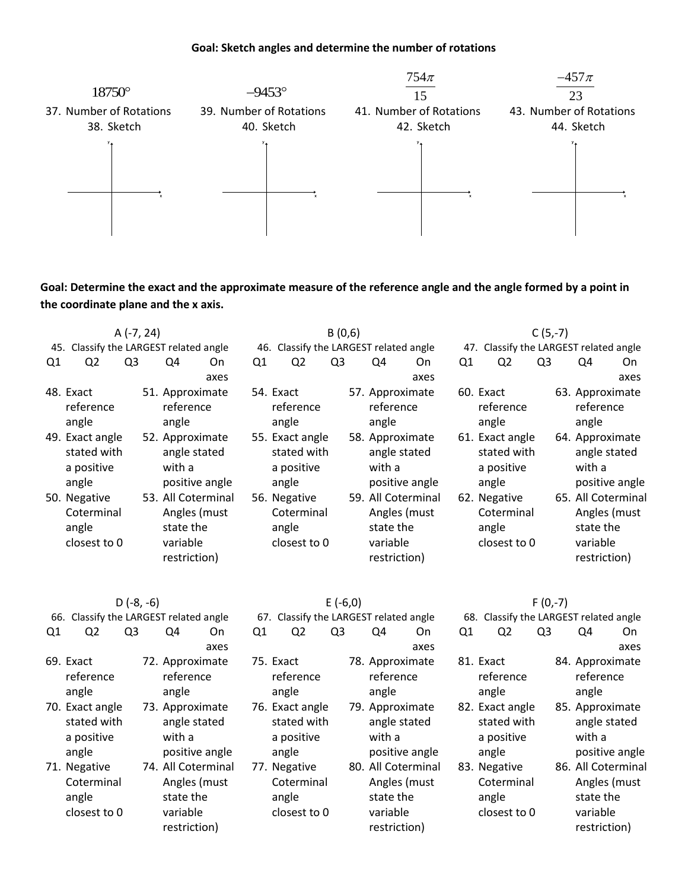**Goal: Sketch angles and determine the number of rotations**

| $18750°$ | $-9453°$ | $\frac{754\pi}{15}$ | $\frac{-457\pi}{23}$ |
|---|---|---|---|
| 37. Number of Rotations | 39. Number of Rotations | 41. Number of Rotations | 43. Number of Rotations |
| 38. Sketch | 40. Sketch | 42. Sketch | 44. Sketch |

**Goal: Determine the exact and the approximate measure of the reference angle and the angle formed by a point in the coordinate plane and the x axis.**

**A (-7, 24)**

45. Classify the LARGEST related angle

Q1 Q2 Q3 Q4 On axes

48. Exact reference angle
49. Exact angle stated with a positive angle
50. Negative Coterminal angle closest to 0
51. Approximate reference angle
52. Approximate angle stated with a positive angle
53. All Coterminal Angles (must state the variable restriction)

**B (0,6)**

46. Classify the LARGEST related angle

Q1 Q2 Q3 Q4 On axes

54. Exact reference angle
55. Exact angle stated with a positive angle
56. Negative Coterminal angle closest to 0
57. Approximate reference angle
58. Approximate angle stated with a positive angle
59. All Coterminal Angles (must state the variable restriction)

**C (5,-7)**

47. Classify the LARGEST related angle

Q1 Q2 Q3 Q4 On axes

60. Exact reference angle
61. Exact angle stated with a positive angle
62. Negative Coterminal angle closest to 0
63. Approximate reference angle
64. Approximate angle stated with a positive angle
65. All Coterminal Angles (must state the variable restriction)

**D (-8, -6)**

66. Classify the LARGEST related angle

Q1 Q2 Q3 Q4 On axes

69. Exact reference angle
70. Exact angle stated with a positive angle
71. Negative Coterminal angle closest to 0
72. Approximate reference angle
73. Approximate angle stated with a positive angle
74. All Coterminal Angles (must state the variable restriction)

**E (-6,0)**

67. Classify the LARGEST related angle

Q1 Q2 Q3 Q4 On axes

75. Exact reference angle
76. Exact angle stated with a positive angle
77. Negative Coterminal angle closest to 0
78. Approximate reference angle
79. Approximate angle stated with a positive angle
80. All Coterminal Angles (must state the variable restriction)

**F (0,-7)**

68. Classify the LARGEST related angle

Q1 Q2 Q3 Q4 On axes

81. Exact reference angle
82. Exact angle stated with a positive angle
83. Negative Coterminal angle closest to 0
84. Approximate reference angle
85. Approximate angle stated with a positive angle
86. All Coterminal Angles (must state the variable restriction)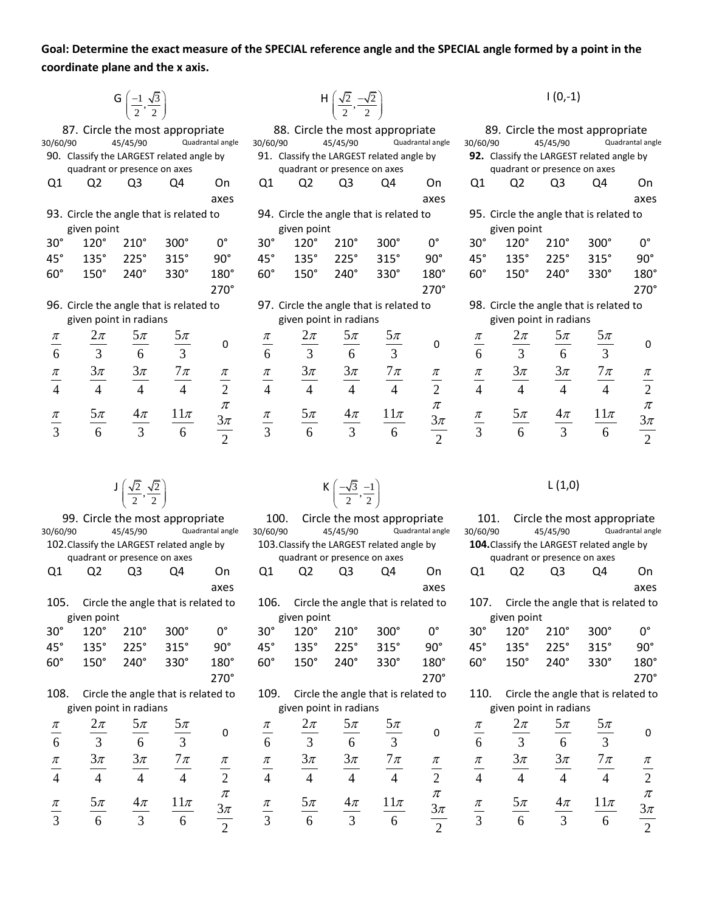**Goal: Determine the exact measure of the SPECIAL reference angle and the SPECIAL angle formed by a point in the coordinate plane and the x axis.**

## G $\left(\frac{-1}{2}, \frac{\sqrt{3}}{2}\right)$

87. Circle the most appropriate

30/60/90 45/45/90 Quadrantal angle

90. Classify the LARGEST related angle by quadrant or presence on axes

| Q1 | Q2 | Q3 | Q4 | On axes |
|---|---|---|---|---|

93. Circle the angle that is related to given point

| | | | | |
|---|---|---|---|---|
| 30° | 120° | 210° | 300° | 0° |
| 45° | 135° | 225° | 315° | 90° |
| 60° | 150° | 240° | 330° | 180° |
| | | | | 270° |

96. Circle the angle that is related to given point in radians

| | | | | |
|---|---|---|---|---|
| $\frac{\pi}{6}$ | $\frac{2\pi}{3}$ | $\frac{5\pi}{6}$ | $\frac{5\pi}{3}$ | 0 |
| $\frac{\pi}{4}$ | $\frac{3\pi}{4}$ | $\frac{3\pi}{4}$ | $\frac{7\pi}{4}$ | $\frac{\pi}{2}$ |
| $\frac{\pi}{3}$ | $\frac{5\pi}{6}$ | $\frac{4\pi}{3}$ | $\frac{11\pi}{6}$ | $\pi$ |
| | | | | $\frac{3\pi}{2}$ |

## H $\left(\frac{\sqrt{2}}{2}, \frac{-\sqrt{2}}{2}\right)$

88. Circle the most appropriate

30/60/90 45/45/90 Quadrantal angle

91. Classify the LARGEST related angle by quadrant or presence on axes

| Q1 | Q2 | Q3 | Q4 | On axes |
|---|---|---|---|---|

94. Circle the angle that is related to given point

| | | | | |
|---|---|---|---|---|
| 30° | 120° | 210° | 300° | 0° |
| 45° | 135° | 225° | 315° | 90° |
| 60° | 150° | 240° | 330° | 180° |
| | | | | 270° |

97. Circle the angle that is related to given point in radians

| | | | | |
|---|---|---|---|---|
| $\frac{\pi}{6}$ | $\frac{2\pi}{3}$ | $\frac{5\pi}{6}$ | $\frac{5\pi}{3}$ | 0 |
| $\frac{\pi}{4}$ | $\frac{3\pi}{4}$ | $\frac{3\pi}{4}$ | $\frac{7\pi}{4}$ | $\frac{\pi}{2}$ |
| $\frac{\pi}{3}$ | $\frac{5\pi}{6}$ | $\frac{4\pi}{3}$ | $\frac{11\pi}{6}$ | $\pi$ |
| | | | | $\frac{3\pi}{2}$ |

## I (0,-1)

89. Circle the most appropriate

30/60/90 45/45/90 Quadrantal angle

**92.** Classify the LARGEST related angle by quadrant or presence on axes

| Q1 | Q2 | Q3 | Q4 | On axes |
|---|---|---|---|---|

95. Circle the angle that is related to given point

| | | | | |
|---|---|---|---|---|
| 30° | 120° | 210° | 300° | 0° |
| 45° | 135° | 225° | 315° | 90° |
| 60° | 150° | 240° | 330° | 180° |
| | | | | 270° |

98. Circle the angle that is related to given point in radians

| | | | | |
|---|---|---|---|---|
| $\frac{\pi}{6}$ | $\frac{2\pi}{3}$ | $\frac{5\pi}{6}$ | $\frac{5\pi}{3}$ | 0 |
| $\frac{\pi}{4}$ | $\frac{3\pi}{4}$ | $\frac{3\pi}{4}$ | $\frac{7\pi}{4}$ | $\frac{\pi}{2}$ |
| $\frac{\pi}{3}$ | $\frac{5\pi}{6}$ | $\frac{4\pi}{3}$ | $\frac{11\pi}{6}$ | $\pi$ |
| | | | | $\frac{3\pi}{2}$ |

## J $\left(\frac{\sqrt{2}}{2}, \frac{\sqrt{2}}{2}\right)$

99. Circle the most appropriate

30/60/90 45/45/90 Quadrantal angle

102. Classify the LARGEST related angle by quadrant or presence on axes

| Q1 | Q2 | Q3 | Q4 | On axes |
|---|---|---|---|---|

105. Circle the angle that is related to given point

| | | | | |
|---|---|---|---|---|
| 30° | 120° | 210° | 300° | 0° |
| 45° | 135° | 225° | 315° | 90° |
| 60° | 150° | 240° | 330° | 180° |
| | | | | 270° |

108. Circle the angle that is related to given point in radians

| | | | | |
|---|---|---|---|---|
| $\frac{\pi}{6}$ | $\frac{2\pi}{3}$ | $\frac{5\pi}{6}$ | $\frac{5\pi}{3}$ | 0 |
| $\frac{\pi}{4}$ | $\frac{3\pi}{4}$ | $\frac{3\pi}{4}$ | $\frac{7\pi}{4}$ | $\frac{\pi}{2}$ |
| $\frac{\pi}{3}$ | $\frac{5\pi}{6}$ | $\frac{4\pi}{3}$ | $\frac{11\pi}{6}$ | $\pi$ |
| | | | | $\frac{3\pi}{2}$ |

## K $\left(\frac{-\sqrt{3}}{2}, \frac{-1}{2}\right)$

100. Circle the most appropriate

30/60/90 45/45/90 Quadrantal angle

103. Classify the LARGEST related angle by quadrant or presence on axes

| Q1 | Q2 | Q3 | Q4 | On axes |
|---|---|---|---|---|

106. Circle the angle that is related to given point

| | | | | |
|---|---|---|---|---|
| 30° | 120° | 210° | 300° | 0° |
| 45° | 135° | 225° | 315° | 90° |
| 60° | 150° | 240° | 330° | 180° |
| | | | | 270° |

109. Circle the angle that is related to given point in radians

| | | | | |
|---|---|---|---|---|
| $\frac{\pi}{6}$ | $\frac{2\pi}{3}$ | $\frac{5\pi}{6}$ | $\frac{5\pi}{3}$ | 0 |
| $\frac{\pi}{4}$ | $\frac{3\pi}{4}$ | $\frac{3\pi}{4}$ | $\frac{7\pi}{4}$ | $\frac{\pi}{2}$ |
| $\frac{\pi}{3}$ | $\frac{5\pi}{6}$ | $\frac{4\pi}{3}$ | $\frac{11\pi}{6}$ | $\pi$ |
| | | | | $\frac{3\pi}{2}$ |

## L (1,0)

101. Circle the most appropriate

30/60/90 45/45/90 Quadrantal angle

**104.** Classify the LARGEST related angle by quadrant or presence on axes

| Q1 | Q2 | Q3 | Q4 | On axes |
|---|---|---|---|---|

107. Circle the angle that is related to given point

| | | | | |
|---|---|---|---|---|
| 30° | 120° | 210° | 300° | 0° |
| 45° | 135° | 225° | 315° | 90° |
| 60° | 150° | 240° | 330° | 180° |
| | | | | 270° |

110. Circle the angle that is related to given point in radians

| | | | | |
|---|---|---|---|---|
| $\frac{\pi}{6}$ | $\frac{2\pi}{3}$ | $\frac{5\pi}{6}$ | $\frac{5\pi}{3}$ | 0 |
| $\frac{\pi}{4}$ | $\frac{3\pi}{4}$ | $\frac{3\pi}{4}$ | $\frac{7\pi}{4}$ | $\frac{\pi}{2}$ |
| $\frac{\pi}{3}$ | $\frac{5\pi}{6}$ | $\frac{4\pi}{3}$ | $\frac{11\pi}{6}$ | $\pi$ |
| | | | | $\frac{3\pi}{2}$ |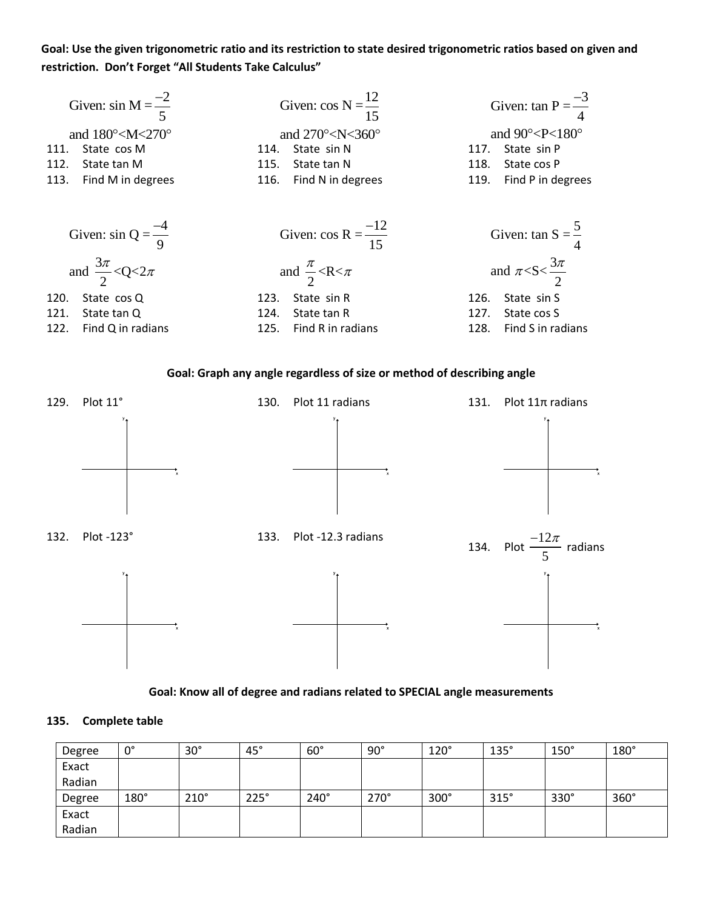**Goal: Use the given trigonometric ratio and its restriction to state desired trigonometric ratios based on given and restriction. Don't Forget "All Students Take Calculus"**

Given: $\sin M = \frac{-2}{5}$ and $180° < M < 270°$

111. State cos M
112. State tan M
113. Find M in degrees

Given: $\cos N = \frac{12}{15}$ and $270° < N < 360°$

114. State sin N
115. State tan N
116. Find N in degrees

Given: $\tan P = \frac{-3}{4}$ and $90° < P < 180°$

117. State sin P
118. State cos P
119. Find P in degrees

Given: $\sin Q = \frac{-4}{9}$ and $\frac{3\pi}{2} < Q < 2\pi$

120. State cos Q
121. State tan Q
122. Find Q in radians

Given: $\cos R = \frac{-12}{15}$ and $\frac{\pi}{2} < R < \pi$

123. State sin R
124. State tan R
125. Find R in radians

Given: $\tan S = \frac{5}{4}$ and $\pi < S < \frac{3\pi}{2}$

126. State sin S
127. State cos S
128. Find S in radians

**Goal: Graph any angle regardless of size or method of describing angle**

129. Plot 11°

130. Plot 11 radians

131. Plot $11\pi$ radians

132. Plot -123°

133. Plot -12.3 radians

134. Plot $\frac{-12\pi}{5}$ radians

**Goal: Know all of degree and radians related to SPECIAL angle measurements**

**135. Complete table**

| Degree | 0° | 30° | 45° | 60° | 90° | 120° | 135° | 150° | 180° |
|---|---|---|---|---|---|---|---|---|---|
| Exact Radian | | | | | | | | | |
| Degree | 180° | 210° | 225° | 240° | 270° | 300° | 315° | 330° | 360° |
| Exact Radian | | | | | | | | | |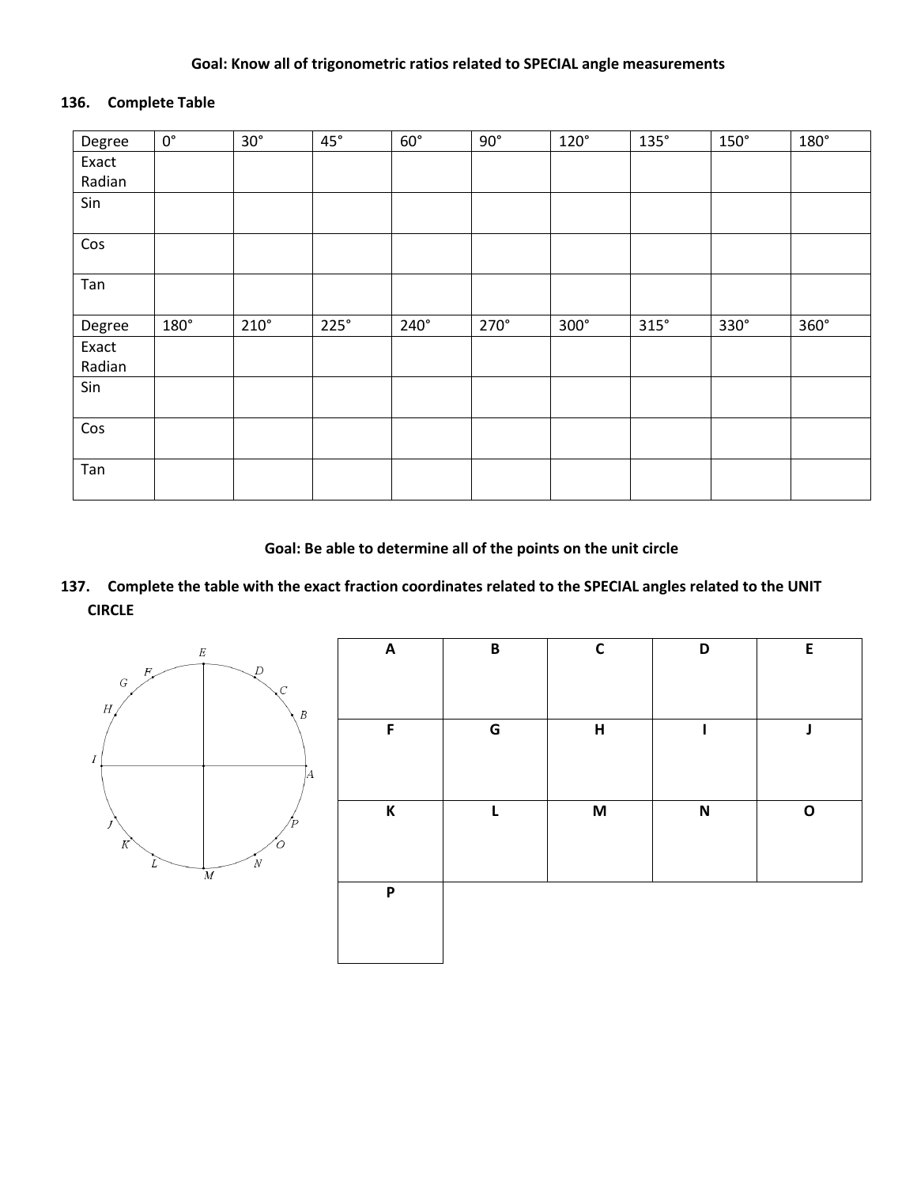**Goal: Know all of trigonometric ratios related to SPECIAL angle measurements**

**136. Complete Table**

| Degree | 0° | 30° | 45° | 60° | 90° | 120° | 135° | 150° | 180° |
|---|---|---|---|---|---|---|---|---|---|
| Exact Radian | | | | | | | | | |
| Sin | | | | | | | | | |
| Cos | | | | | | | | | |
| Tan | | | | | | | | | |
| Degree | 180° | 210° | 225° | 240° | 270° | 300° | 315° | 330° | 360° |
| Exact Radian | | | | | | | | | |
| Sin | | | | | | | | | |
| Cos | | | | | | | | | |
| Tan | | | | | | | | | |

**Goal: Be able to determine all of the points on the unit circle**

**137. Complete the table with the exact fraction coordinates related to the SPECIAL angles related to the UNIT CIRCLE**

| A | B | C | D | E |
|---|---|---|---|---|
| | | | | |
| **F** | **G** | **H** | **I** | **J** |
| | | | | |
| **K** | **L** | **M** | **N** | **O** |
| | | | | |
| **P** | | | | |
| | | | | |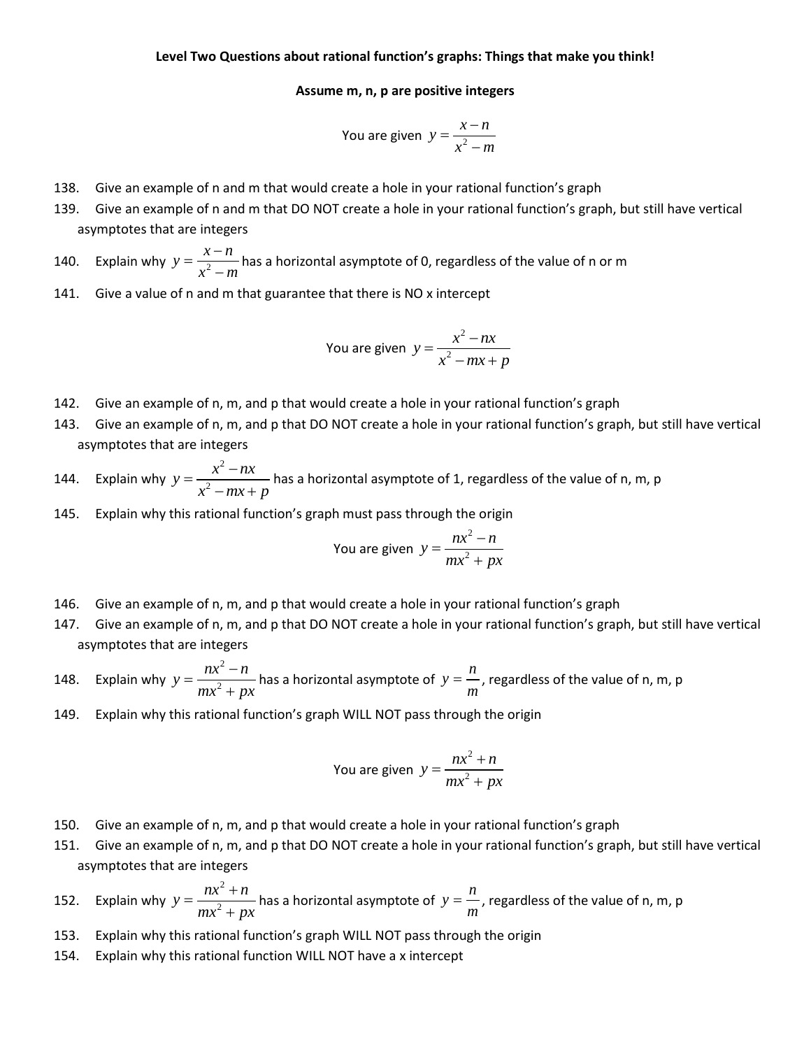**Level Two Questions about rational function's graphs: Things that make you think!**

**Assume m, n, p are positive integers**

You are given $y = \dfrac{x-n}{x^2-m}$

138. Give an example of n and m that would create a hole in your rational function's graph
139. Give an example of n and m that DO NOT create a hole in your rational function's graph, but still have vertical asymptotes that are integers
140. Explain why $y = \dfrac{x-n}{x^2-m}$ has a horizontal asymptote of 0, regardless of the value of n or m
141. Give a value of n and m that guarantee that there is NO x intercept

You are given $y = \dfrac{x^2-nx}{x^2-mx+p}$

142. Give an example of n, m, and p that would create a hole in your rational function's graph
143. Give an example of n, m, and p that DO NOT create a hole in your rational function's graph, but still have vertical asymptotes that are integers
144. Explain why $y = \dfrac{x^2-nx}{x^2-mx+p}$ has a horizontal asymptote of 1, regardless of the value of n, m, p
145. Explain why this rational function's graph must pass through the origin

You are given $y = \dfrac{nx^2-n}{mx^2+px}$

146. Give an example of n, m, and p that would create a hole in your rational function's graph
147. Give an example of n, m, and p that DO NOT create a hole in your rational function's graph, but still have vertical asymptotes that are integers
148. Explain why $y = \dfrac{nx^2-n}{mx^2+px}$ has a horizontal asymptote of $y = \dfrac{n}{m}$, regardless of the value of n, m, p
149. Explain why this rational function's graph WILL NOT pass through the origin

You are given $y = \dfrac{nx^2+n}{mx^2+px}$

150. Give an example of n, m, and p that would create a hole in your rational function's graph
151. Give an example of n, m, and p that DO NOT create a hole in your rational function's graph, but still have vertical asymptotes that are integers
152. Explain why $y = \dfrac{nx^2+n}{mx^2+px}$ has a horizontal asymptote of $y = \dfrac{n}{m}$, regardless of the value of n, m, p
153. Explain why this rational function's graph WILL NOT pass through the origin
154. Explain why this rational function WILL NOT have a x intercept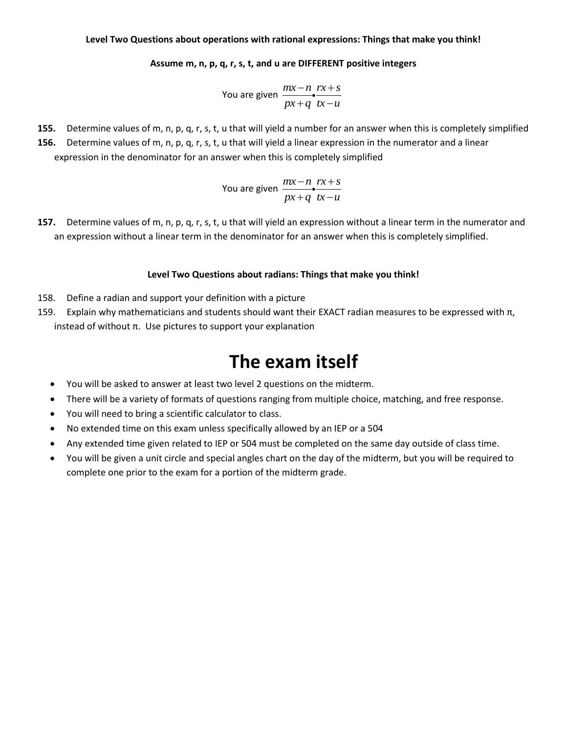**Level Two Questions about operations with rational expressions: Things that make you think!**

**Assume m, n, p, q, r, s, t, and u are DIFFERENT positive integers**

You are given $\dfrac{mx-n}{px+q} \bullet \dfrac{rx+s}{tx-u}$

**155.** Determine values of m, n, p, q, r, s, t, u that will yield a number for an answer when this is completely simplified

**156.** Determine values of m, n, p, q, r, s, t, u that will yield a linear expression in the numerator and a linear expression in the denominator for an answer when this is completely simplified

You are given $\dfrac{mx-n}{px+q} \bullet \dfrac{rx+s}{tx-u}$

**157.** Determine values of m, n, p, q, r, s, t, u that will yield an expression without a linear term in the numerator and an expression without a linear term in the denominator for an answer when this is completely simplified.

**Level Two Questions about radians: Things that make you think!**

158. Define a radian and support your definition with a picture

159. Explain why mathematicians and students should want their EXACT radian measures to be expressed with π, instead of without π. Use pictures to support your explanation

# The exam itself

- You will be asked to answer at least two level 2 questions on the midterm.
- There will be a variety of formats of questions ranging from multiple choice, matching, and free response.
- You will need to bring a scientific calculator to class.
- No extended time on this exam unless specifically allowed by an IEP or a 504
- Any extended time given related to IEP or 504 must be completed on the same day outside of class time.
- You will be given a unit circle and special angles chart on the day of the midterm, but you will be required to complete one prior to the exam for a portion of the midterm grade.